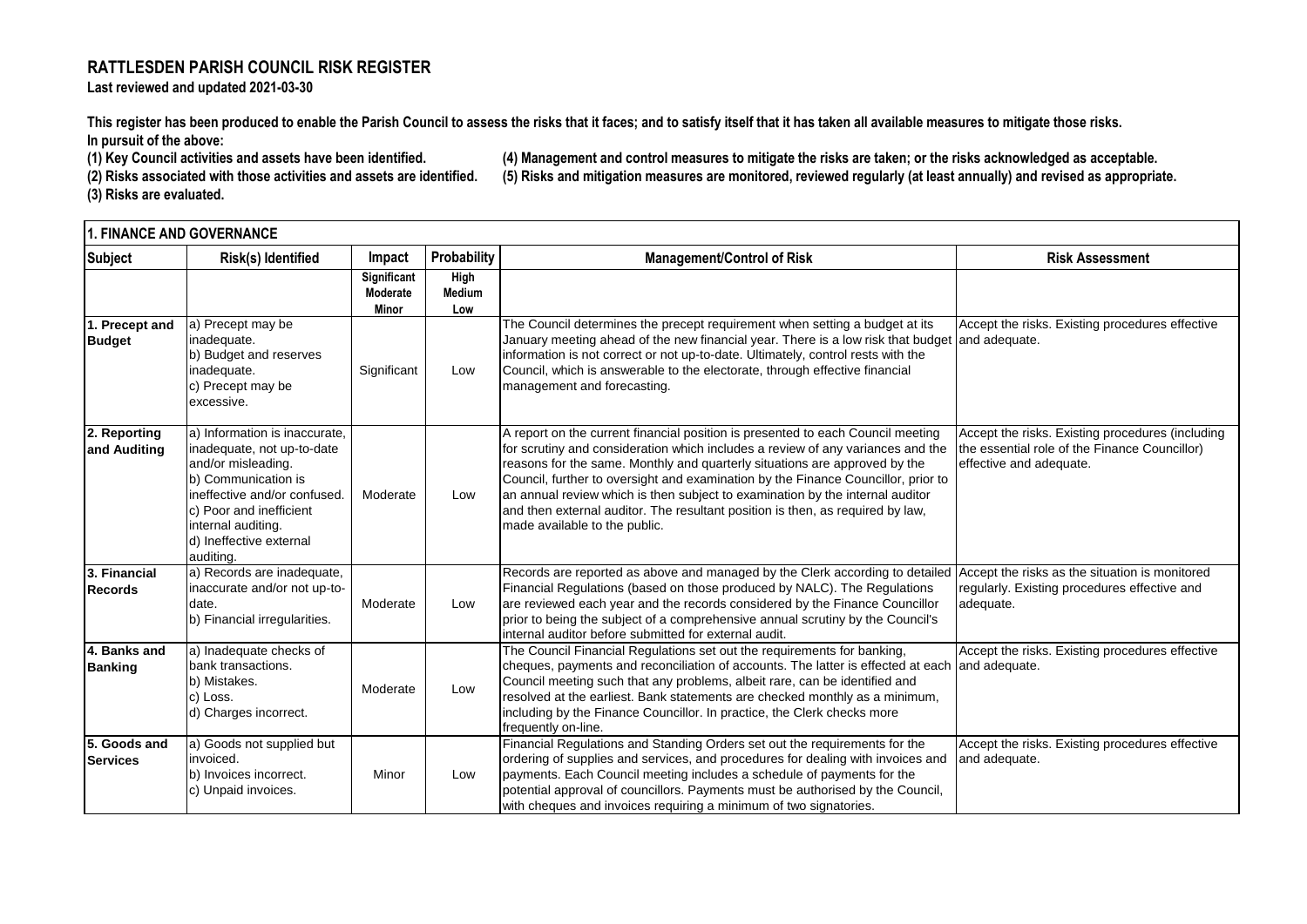# RATTLESDEN PARISH COUNCIL RISK REGISTER

**Last reviewed and updated 2021-03-30**

**This register has been produced to enable the Parish Council to assess the risks that it faces; and to satisfy itself that it has taken all available measures to mitigate those risks.**
**In pursuit of the above:**

**(1) Key Council activities and assets have been identified.**
**(2) Risks associated with those activities and assets are identified.**
**(3) Risks are evaluated.**
**(4) Management and control measures to mitigate the risks are taken; or the risks acknowledged as acceptable.**
**(5) Risks and mitigation measures are monitored, reviewed regularly (at least annually) and revised as appropriate.**

## 1. FINANCE AND GOVERNANCE

| Subject | Risk(s) Identified | Impact | Probability | Management/Control of Risk | Risk Assessment |
|---|---|---|---|---|---|
| | | Significant Moderate Minor | High Medium Low | | |
| **1. Precept and Budget** | a) Precept may be inadequate.<br>b) Budget and reserves inadequate.<br>c) Precept may be excessive. | Significant | Low | The Council determines the precept requirement when setting a budget at its January meeting ahead of the new financial year. There is a low risk that budget information is not correct or not up-to-date. Ultimately, control rests with the Council, which is answerable to the electorate, through effective financial management and forecasting. | Accept the risks. Existing procedures effective and adequate. |
| **2. Reporting and Auditing** | a) Information is inaccurate, inadequate, not up-to-date and/or misleading.<br>b) Communication is ineffective and/or confused.<br>c) Poor and inefficient internal auditing.<br>d) Ineffective external auditing. | Moderate | Low | A report on the current financial position is presented to each Council meeting for scrutiny and consideration which includes a review of any variances and the reasons for the same. Monthly and quarterly situations are approved by the Council, further to oversight and examination by the Finance Councillor, prior to an annual review which is then subject to examination by the internal auditor and then external auditor. The resultant position is then, as required by law, made available to the public. | Accept the risks. Existing procedures (including the essential role of the Finance Councillor) effective and adequate. |
| **3. Financial Records** | a) Records are inadequate, inaccurate and/or not up-to-date.<br>b) Financial irregularities. | Moderate | Low | Records are reported as above and managed by the Clerk according to detailed Financial Regulations (based on those produced by NALC). The Regulations are reviewed each year and the records considered by the Finance Councillor prior to being the subject of a comprehensive annual scrutiny by the Council's internal auditor before submitted for external audit. | Accept the risks as the situation is monitored regularly. Existing procedures effective and adequate. |
| **4. Banks and Banking** | a) Inadequate checks of bank transactions.<br>b) Mistakes.<br>c) Loss.<br>d) Charges incorrect. | Moderate | Low | The Council Financial Regulations set out the requirements for banking, cheques, payments and reconciliation of accounts. The latter is effected at each Council meeting such that any problems, albeit rare, can be identified and resolved at the earliest. Bank statements are checked monthly as a minimum, including by the Finance Councillor. In practice, the Clerk checks more frequently on-line. | Accept the risks. Existing procedures effective and adequate. |
| **5. Goods and Services** | a) Goods not supplied but invoiced.<br>b) Invoices incorrect.<br>c) Unpaid invoices. | Minor | Low | Financial Regulations and Standing Orders set out the requirements for the ordering of supplies and services, and procedures for dealing with invoices and payments. Each Council meeting includes a schedule of payments for the potential approval of councillors. Payments must be authorised by the Council, with cheques and invoices requiring a minimum of two signatories. | Accept the risks. Existing procedures effective and adequate. |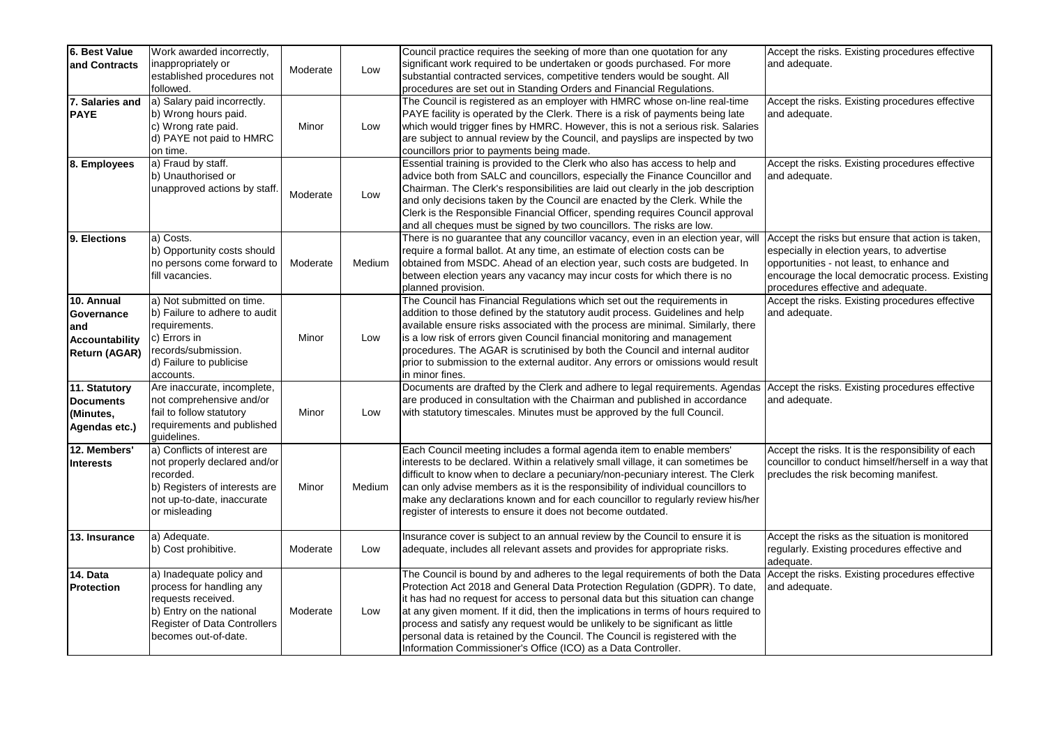| | | | | | |
|---|---|---|---|---|---|
| **6. Best Value and Contracts** | Work awarded incorrectly, inappropriately or established procedures not followed. | Moderate | Low | Council practice requires the seeking of more than one quotation for any significant work required to be undertaken or goods purchased. For more substantial contracted services, competitive tenders would be sought. All procedures are set out in Standing Orders and Financial Regulations. | Accept the risks. Existing procedures effective and adequate. |
| **7. Salaries and PAYE** | a) Salary paid incorrectly.<br>b) Wrong hours paid.<br>c) Wrong rate paid.<br>d) PAYE not paid to HMRC on time. | Minor | Low | The Council is registered as an employer with HMRC whose on-line real-time PAYE facility is operated by the Clerk. There is a risk of payments being late which would trigger fines by HMRC. However, this is not a serious risk. Salaries are subject to annual review by the Council, and payslips are inspected by two councillors prior to payments being made. | Accept the risks. Existing procedures effective and adequate. |
| **8. Employees** | a) Fraud by staff.<br>b) Unauthorised or unapproved actions by staff. | Moderate | Low | Essential training is provided to the Clerk who also has access to help and advice both from SALC and councillors, especially the Finance Councillor and Chairman. The Clerk's responsibilities are laid out clearly in the job description and only decisions taken by the Council are enacted by the Clerk. While the Clerk is the Responsible Financial Officer, spending requires Council approval and all cheques must be signed by two councillors. The risks are low. | Accept the risks. Existing procedures effective and adequate. |
| **9. Elections** | a) Costs.<br>b) Opportunity costs should no persons come forward to fill vacancies. | Moderate | Medium | There is no guarantee that any councillor vacancy, even in an election year, will require a formal ballot. At any time, an estimate of election costs can be obtained from MSDC. Ahead of an election year, such costs are budgeted. In between election years any vacancy may incur costs for which there is no planned provision. | Accept the risks but ensure that action is taken, especially in election years, to advertise opportunities - not least, to enhance and encourage the local democratic process. Existing procedures effective and adequate. |
| **10. Annual Governance and Accountability Return (AGAR)** | a) Not submitted on time.<br>b) Failure to adhere to audit requirements.<br>c) Errors in records/submission.<br>d) Failure to publicise accounts. | Minor | Low | The Council has Financial Regulations which set out the requirements in addition to those defined by the statutory audit process. Guidelines and help available ensure risks associated with the process are minimal. Similarly, there is a low risk of errors given Council financial monitoring and management procedures. The AGAR is scrutinised by both the Council and internal auditor prior to submission to the external auditor. Any errors or omissions would result in minor fines. | Accept the risks. Existing procedures effective and adequate. |
| **11. Statutory Documents (Minutes, Agendas etc.)** | Are inaccurate, incomplete, not comprehensive and/or fail to follow statutory requirements and published guidelines. | Minor | Low | Documents are drafted by the Clerk and adhere to legal requirements. Agendas are produced in consultation with the Chairman and published in accordance with statutory timescales. Minutes must be approved by the full Council. | Accept the risks. Existing procedures effective and adequate. |
| **12. Members' Interests** | a) Conflicts of interest are not properly declared and/or recorded.<br>b) Registers of interests are not up-to-date, inaccurate or misleading | Minor | Medium | Each Council meeting includes a formal agenda item to enable members' interests to be declared. Within a relatively small village, it can sometimes be difficult to know when to declare a pecuniary/non-pecuniary interest. The Clerk can only advise members as it is the responsibility of individual councillors to make any declarations known and for each councillor to regularly review his/her register of interests to ensure it does not become outdated. | Accept the risks. It is the responsibility of each councillor to conduct himself/herself in a way that precludes the risk becoming manifest. |
| **13. Insurance** | a) Adequate.<br>b) Cost prohibitive. | Moderate | Low | Insurance cover is subject to an annual review by the Council to ensure it is adequate, includes all relevant assets and provides for appropriate risks. | Accept the risks as the situation is monitored regularly. Existing procedures effective and adequate. |
| **14. Data Protection** | a) Inadequate policy and process for handling any requests received.<br>b) Entry on the national Register of Data Controllers becomes out-of-date. | Moderate | Low | The Council is bound by and adheres to the legal requirements of both the Data Protection Act 2018 and General Data Protection Regulation (GDPR). To date, it has had no request for access to personal data but this situation can change at any given moment. If it did, then the implications in terms of hours required to process and satisfy any request would be unlikely to be significant as little personal data is retained by the Council. The Council is registered with the Information Commissioner's Office (ICO) as a Data Controller. | Accept the risks. Existing procedures effective and adequate. |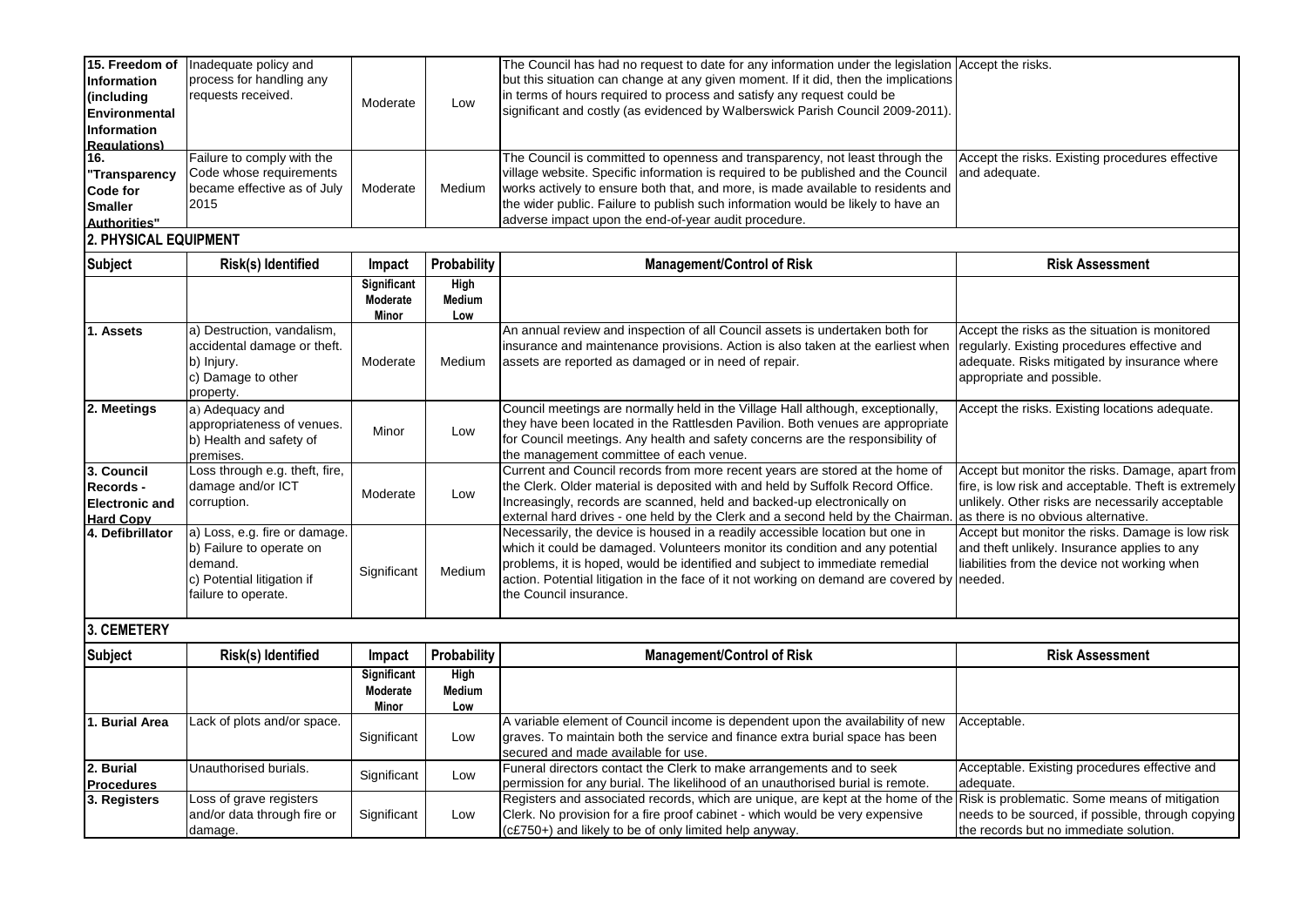| Subject | Risk(s) Identified | Impact | Probability | Management/Control of Risk | Risk Assessment |
|---|---|---|---|---|---|
| **15. Freedom of Information (including Environmental Information Regulations)** | Inadequate policy and process for handling any requests received. | Moderate | Low | The Council has had no request to date for any information under the legislation but this situation can change at any given moment. If it did, then the implications in terms of hours required to process and satisfy any request could be significant and costly (as evidenced by Walberswick Parish Council 2009-2011). | Accept the risks. |
| **16. "Transparency Code for Smaller Authorities"** | Failure to comply with the Code whose requirements became effective as of July 2015 | Moderate | Medium | The Council is committed to openness and transparency, not least through the village website. Specific information is required to be published and the Council works actively to ensure both that, and more, is made available to residents and the wider public. Failure to publish such information would be likely to have an adverse impact upon the end-of-year audit procedure. | Accept the risks. Existing procedures effective and adequate. |

## 2. PHYSICAL EQUIPMENT

| Subject | Risk(s) Identified | Impact | Probability | Management/Control of Risk | Risk Assessment |
|---|---|---|---|---|---|
| | | Significant Moderate Minor | High Medium Low | | |
| **1. Assets** | a) Destruction, vandalism, accidental damage or theft. b) Injury. c) Damage to other property. | Moderate | Medium | An annual review and inspection of all Council assets is undertaken both for insurance and maintenance provisions. Action is also taken at the earliest when assets are reported as damaged or in need of repair. | Accept the risks as the situation is monitored regularly. Existing procedures effective and adequate. Risks mitigated by insurance where appropriate and possible. |
| **2. Meetings** | a) Adequacy and appropriateness of venues. b) Health and safety of premises. | Minor | Low | Council meetings are normally held in the Village Hall although, exceptionally, they have been located in the Rattlesden Pavilion. Both venues are appropriate for Council meetings. Any health and safety concerns are the responsibility of the management committee of each venue. | Accept the risks. Existing locations adequate. |
| **3. Council Records - Electronic and Hard Copy** | Loss through e.g. theft, fire, damage and/or ICT corruption. | Moderate | Low | Current and Council records from more recent years are stored at the home of the Clerk. Older material is deposited with and held by Suffolk Record Office. Increasingly, records are scanned, held and backed-up electronically on external hard drives - one held by the Clerk and a second held by the Chairman. | Accept but monitor the risks. Damage, apart from fire, is low risk and acceptable. Theft is extremely unlikely. Other risks are necessarily acceptable as there is no obvious alternative. |
| **4. Defibrillator** | a) Loss, e.g. fire or damage. b) Failure to operate on demand. c) Potential litigation if failure to operate. | Significant | Medium | Necessarily, the device is housed in a readily accessible location but one in which it could be damaged. Volunteers monitor its condition and any potential problems, it is hoped, would be identified and subject to immediate remedial action. Potential litigation in the face of it not working on demand are covered by the Council insurance. | Accept but monitor the risks. Damage is low risk and theft unlikely. Insurance applies to any liabilities from the device not working when needed. |

## 3. CEMETERY

| Subject | Risk(s) Identified | Impact | Probability | Management/Control of Risk | Risk Assessment |
|---|---|---|---|---|---|
| | | Significant Moderate Minor | High Medium Low | | |
| **1. Burial Area** | Lack of plots and/or space. | Significant | Low | A variable element of Council income is dependent upon the availability of new graves. To maintain both the service and finance extra burial space has been secured and made available for use. | Acceptable. |
| **2. Burial Procedures** | Unauthorised burials. | Significant | Low | Funeral directors contact the Clerk to make arrangements and to seek permission for any burial. The likelihood of an unauthorised burial is remote. | Acceptable. Existing procedures effective and adequate. |
| **3. Registers** | Loss of grave registers and/or data through fire or damage. | Significant | Low | Registers and associated records, which are unique, are kept at the home of the Clerk. No provision for a fire proof cabinet - which would be very expensive (c£750+) and likely to be of only limited help anyway. | Risk is problematic. Some means of mitigation needs to be sourced, if possible, through copying the records but no immediate solution. |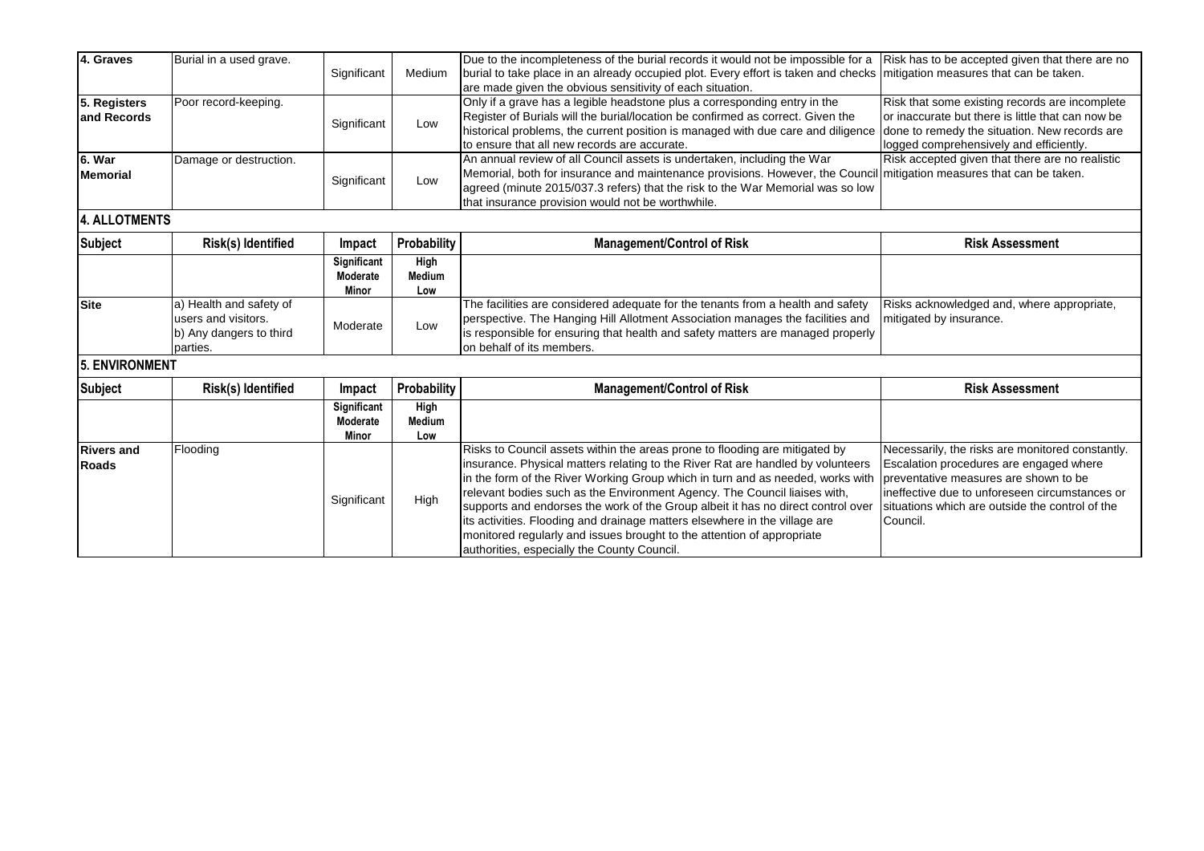| | | | | | |
|---|---|---|---|---|---|
| **4. Graves** | Burial in a used grave. | Significant | Medium | Due to the incompleteness of the burial records it would not be impossible for a burial to take place in an already occupied plot. Every effort is taken and checks are made given the obvious sensitivity of each situation. | Risk has to be accepted given that there are no mitigation measures that can be taken. |
| **5. Registers and Records** | Poor record-keeping. | Significant | Low | Only if a grave has a legible headstone plus a corresponding entry in the Register of Burials will the burial/location be confirmed as correct. Given the historical problems, the current position is managed with due care and diligence to ensure that all new records are accurate. | Risk that some existing records are incomplete or inaccurate but there is little that can now be done to remedy the situation. New records are logged comprehensively and efficiently. |
| **6. War Memorial** | Damage or destruction. | Significant | Low | An annual review of all Council assets is undertaken, including the War Memorial, both for insurance and maintenance provisions. However, the Council agreed (minute 2015/037.3 refers) that the risk to the War Memorial was so low that insurance provision would not be worthwhile. | Risk accepted given that there are no realistic mitigation measures that can be taken. |

## 4. ALLOTMENTS

| Subject | Risk(s) Identified | Impact | Probability | Management/Control of Risk | Risk Assessment |
|---|---|---|---|---|---|
| | | **Significant**<br>**Moderate**<br>**Minor** | **High**<br>**Medium**<br>**Low** | | |
| **Site** | a) Health and safety of users and visitors.<br>b) Any dangers to third parties. | Moderate | Low | The facilities are considered adequate for the tenants from a health and safety perspective. The Hanging Hill Allotment Association manages the facilities and is responsible for ensuring that health and safety matters are managed properly on behalf of its members. | Risks acknowledged and, where appropriate, mitigated by insurance. |

## 5. ENVIRONMENT

| Subject | Risk(s) Identified | Impact | Probability | Management/Control of Risk | Risk Assessment |
|---|---|---|---|---|---|
| | | **Significant**<br>**Moderate**<br>**Minor** | **High**<br>**Medium**<br>**Low** | | |
| **Rivers and Roads** | Flooding | Significant | High | Risks to Council assets within the areas prone to flooding are mitigated by insurance. Physical matters relating to the River Rat are handled by volunteers in the form of the River Working Group which in turn and as needed, works with relevant bodies such as the Environment Agency. The Council liaises with, supports and endorses the work of the Group albeit it has no direct control over its activities. Flooding and drainage matters elsewhere in the village are monitored regularly and issues brought to the attention of appropriate authorities, especially the County Council. | Necessarily, the risks are monitored constantly. Escalation procedures are engaged where preventative measures are shown to be ineffective due to unforeseen circumstances or situations which are outside the control of the Council. |